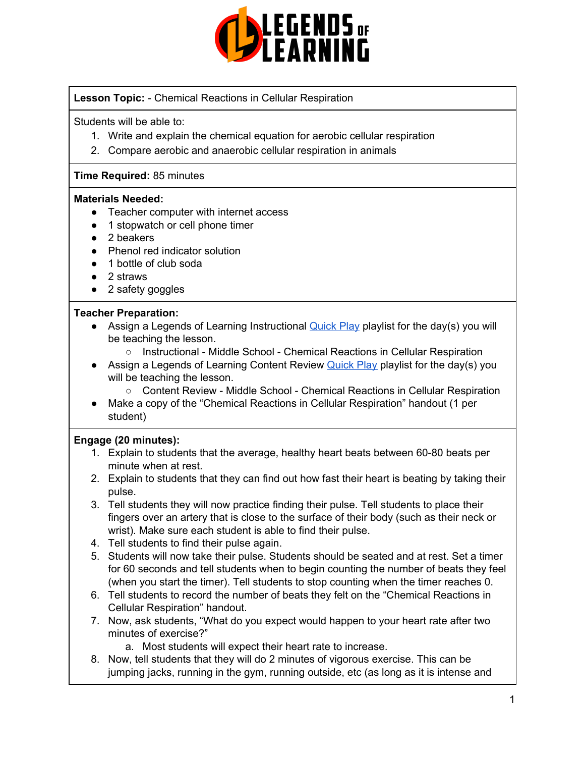**Lesson Topic:** - Chemical Reactions in Cellular Respiration

Students will be able to:
1. Write and explain the chemical equation for aerobic cellular respiration
2. Compare aerobic and anaerobic cellular respiration in animals

**Time Required:** 85 minutes

**Materials Needed:**
- Teacher computer with internet access
- 1 stopwatch or cell phone timer
- 2 beakers
- Phenol red indicator solution
- 1 bottle of club soda
- 2 straws
- 2 safety goggles

**Teacher Preparation:**
- Assign a Legends of Learning Instructional Quick Play playlist for the day(s) you will be teaching the lesson.
  - Instructional - Middle School - Chemical Reactions in Cellular Respiration
- Assign a Legends of Learning Content Review Quick Play playlist for the day(s) you will be teaching the lesson.
  - Content Review - Middle School - Chemical Reactions in Cellular Respiration
- Make a copy of the "Chemical Reactions in Cellular Respiration" handout (1 per student)

**Engage (20 minutes):**
1. Explain to students that the average, healthy heart beats between 60-80 beats per minute when at rest.
2. Explain to students that they can find out how fast their heart is beating by taking their pulse.
3. Tell students they will now practice finding their pulse. Tell students to place their fingers over an artery that is close to the surface of their body (such as their neck or wrist). Make sure each student is able to find their pulse.
4. Tell students to find their pulse again.
5. Students will now take their pulse. Students should be seated and at rest. Set a timer for 60 seconds and tell students when to begin counting the number of beats they feel (when you start the timer). Tell students to stop counting when the timer reaches 0.
6. Tell students to record the number of beats they felt on the "Chemical Reactions in Cellular Respiration" handout.
7. Now, ask students, "What do you expect would happen to your heart rate after two minutes of exercise?"
   a. Most students will expect their heart rate to increase.
8. Now, tell students that they will do 2 minutes of vigorous exercise. This can be jumping jacks, running in the gym, running outside, etc (as long as it is intense and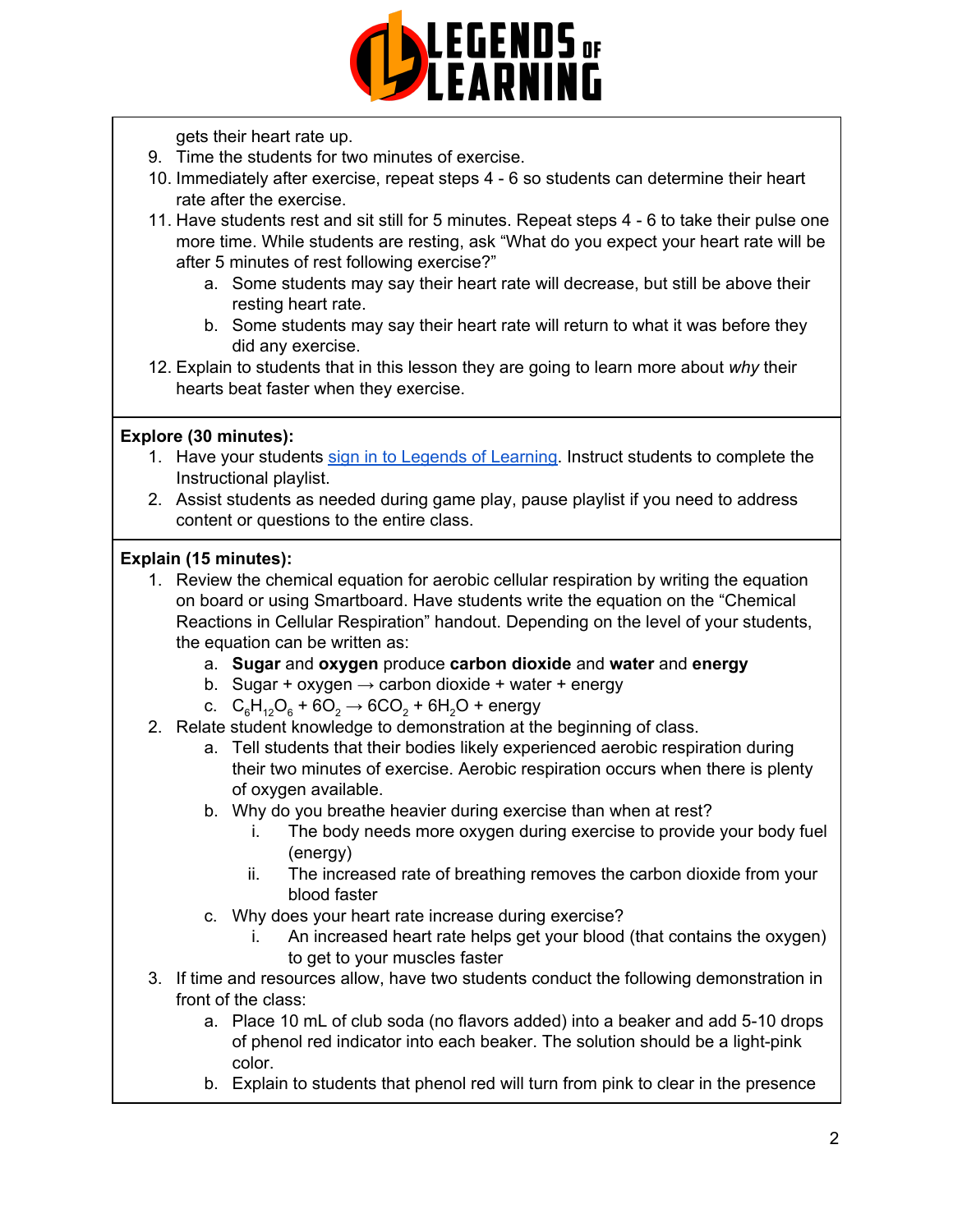gets their heart rate up.

9. Time the students for two minutes of exercise.
10. Immediately after exercise, repeat steps 4 - 6 so students can determine their heart rate after the exercise.
11. Have students rest and sit still for 5 minutes. Repeat steps 4 - 6 to take their pulse one more time. While students are resting, ask "What do you expect your heart rate will be after 5 minutes of rest following exercise?"
    a. Some students may say their heart rate will decrease, but still be above their resting heart rate.
    b. Some students may say their heart rate will return to what it was before they did any exercise.
12. Explain to students that in this lesson they are going to learn more about *why* their hearts beat faster when they exercise.

**Explore (30 minutes):**

1. Have your students sign in to Legends of Learning. Instruct students to complete the Instructional playlist.
2. Assist students as needed during game play, pause playlist if you need to address content or questions to the entire class.

**Explain (15 minutes):**

1. Review the chemical equation for aerobic cellular respiration by writing the equation on board or using Smartboard. Have students write the equation on the "Chemical Reactions in Cellular Respiration" handout. Depending on the level of your students, the equation can be written as:
    a. **Sugar** and **oxygen** produce **carbon dioxide** and **water** and **energy**
    b. Sugar + oxygen → carbon dioxide + water + energy
    c. $C_6H_{12}O_6 + 6O_2 \rightarrow 6CO_2 + 6H_2O$ + energy
2. Relate student knowledge to demonstration at the beginning of class.
    a. Tell students that their bodies likely experienced aerobic respiration during their two minutes of exercise. Aerobic respiration occurs when there is plenty of oxygen available.
    b. Why do you breathe heavier during exercise than when at rest?
        i. The body needs more oxygen during exercise to provide your body fuel (energy)
        ii. The increased rate of breathing removes the carbon dioxide from your blood faster
    c. Why does your heart rate increase during exercise?
        i. An increased heart rate helps get your blood (that contains the oxygen) to get to your muscles faster
3. If time and resources allow, have two students conduct the following demonstration in front of the class:
    a. Place 10 mL of club soda (no flavors added) into a beaker and add 5-10 drops of phenol red indicator into each beaker. The solution should be a light-pink color.
    b. Explain to students that phenol red will turn from pink to clear in the presence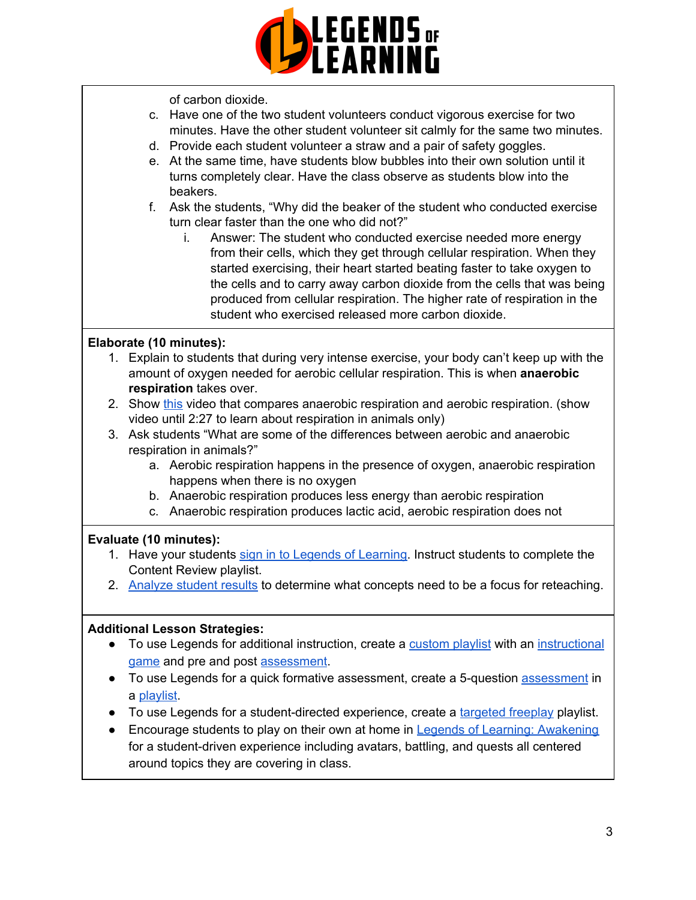of carbon dioxide.

c. Have one of the two student volunteers conduct vigorous exercise for two minutes. Have the other student volunteer sit calmly for the same two minutes.
d. Provide each student volunteer a straw and a pair of safety goggles.
e. At the same time, have students blow bubbles into their own solution until it turns completely clear. Have the class observe as students blow into the beakers.
f. Ask the students, “Why did the beaker of the student who conducted exercise turn clear faster than the one who did not?”
    i. Answer: The student who conducted exercise needed more energy from their cells, which they get through cellular respiration. When they started exercising, their heart started beating faster to take oxygen to the cells and to carry away carbon dioxide from the cells that was being produced from cellular respiration. The higher rate of respiration in the student who exercised released more carbon dioxide.

**Elaborate (10 minutes):**

1. Explain to students that during very intense exercise, your body can’t keep up with the amount of oxygen needed for aerobic cellular respiration. This is when **anaerobic respiration** takes over.
2. Show this video that compares anaerobic respiration and aerobic respiration. (show video until 2:27 to learn about respiration in animals only)
3. Ask students “What are some of the differences between aerobic and anaerobic respiration in animals?”
    a. Aerobic respiration happens in the presence of oxygen, anaerobic respiration happens when there is no oxygen
    b. Anaerobic respiration produces less energy than aerobic respiration
    c. Anaerobic respiration produces lactic acid, aerobic respiration does not

**Evaluate (10 minutes):**

1. Have your students sign in to Legends of Learning. Instruct students to complete the Content Review playlist.
2. Analyze student results to determine what concepts need to be a focus for reteaching.

**Additional Lesson Strategies:**

- To use Legends for additional instruction, create a custom playlist with an instructional game and pre and post assessment.
- To use Legends for a quick formative assessment, create a 5-question assessment in a playlist.
- To use Legends for a student-directed experience, create a targeted freeplay playlist.
- Encourage students to play on their own at home in Legends of Learning: Awakening for a student-driven experience including avatars, battling, and quests all centered around topics they are covering in class.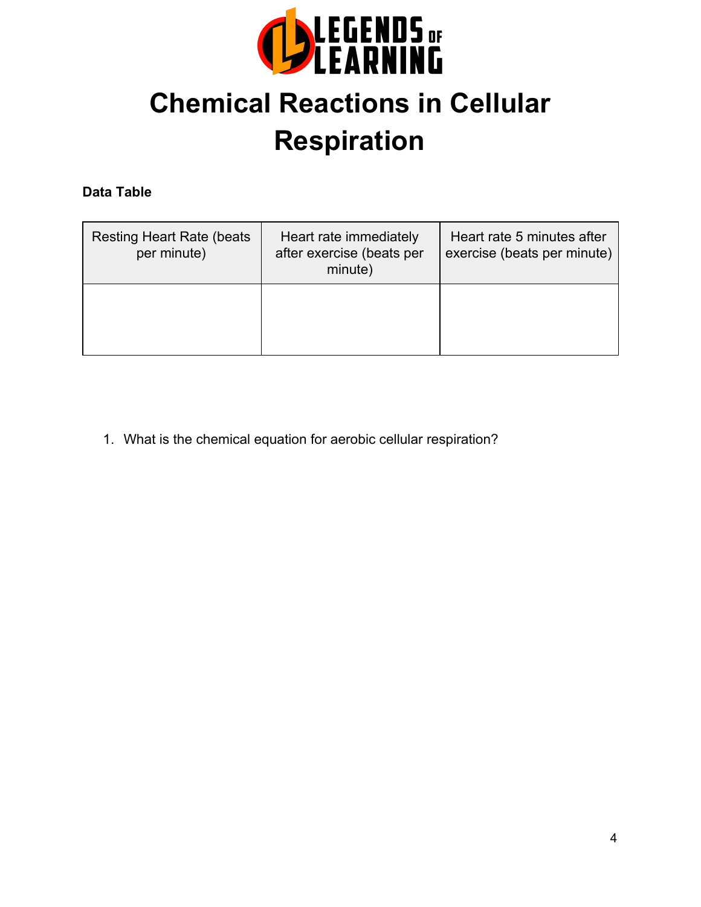# Chemical Reactions in Cellular Respiration

**Data Table**

| Resting Heart Rate (beats per minute) | Heart rate immediately after exercise (beats per minute) | Heart rate 5 minutes after exercise (beats per minute) |
|---|---|---|
| | | |

1. What is the chemical equation for aerobic cellular respiration?